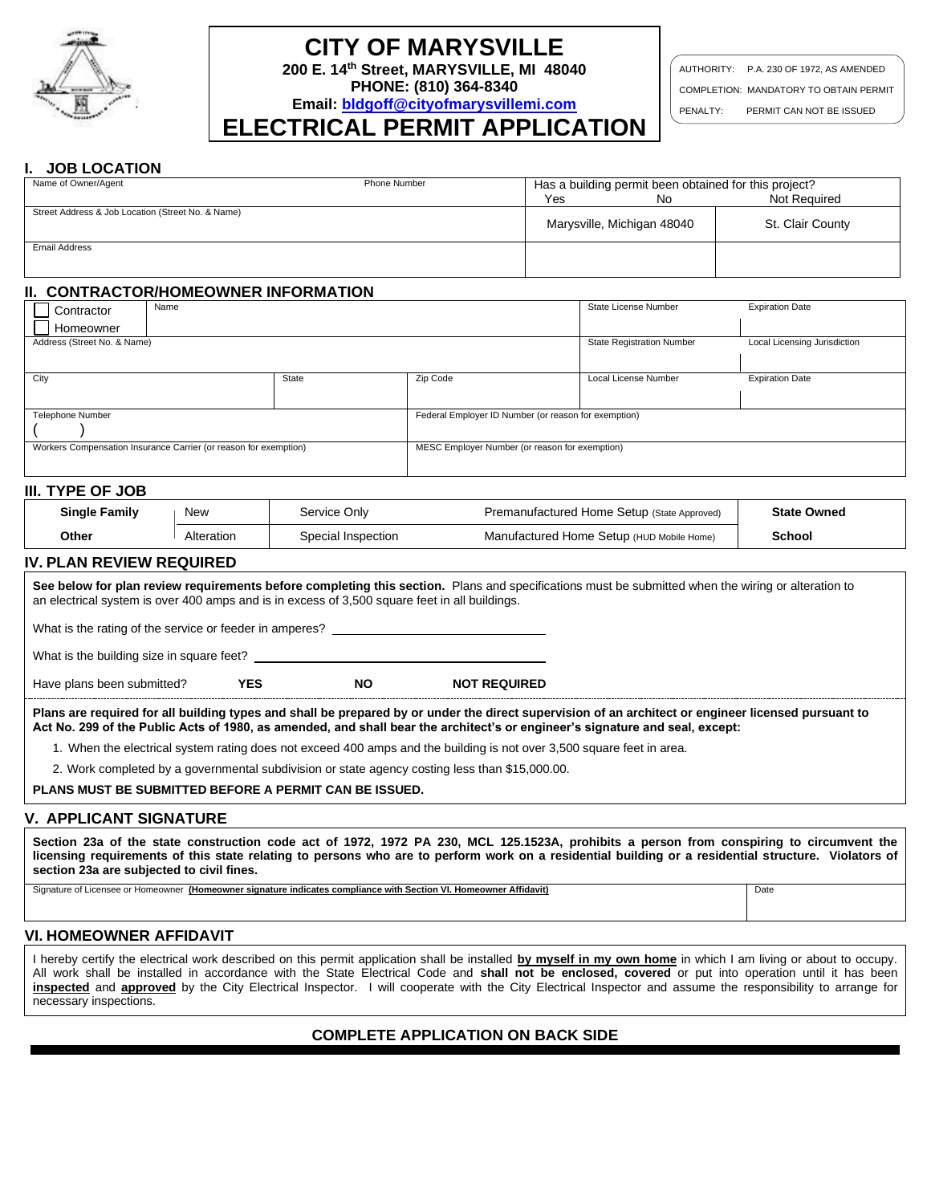# CITY OF MARYSVILLE

**200 E. 14th Street, MARYSVILLE, MI 48040**
**PHONE: (810) 364-8340**
**Email: bldgoff@cityofmarysvillemi.com**

# ELECTRICAL PERMIT APPLICATION

| | |
|---|---|
| AUTHORITY: | P.A. 230 OF 1972, AS AMENDED |
| COMPLETION: | MANDATORY TO OBTAIN PERMIT |
| PENALTY: | PERMIT CAN NOT BE ISSUED |

## I. JOB LOCATION

| Name of Owner/Agent | Phone Number | Has a building permit been obtained for this project? Yes / No / Not Required | |
|---|---|---|---|
| Street Address & Job Location (Street No. & Name) | | Marysville, Michigan 48040 | St. Clair County |
| Email Address | | | |

## II. CONTRACTOR/HOMEOWNER INFORMATION

| ☐ Contractor ☐ Homeowner | Name | | State License Number | Expiration Date |
|---|---|---|---|---|
| Address (Street No. & Name) | | | State Registration Number | Local Licensing Jurisdiction |
| City | State | Zip Code | Local License Number | Expiration Date |
| Telephone Number ( ) | | Federal Employer ID Number (or reason for exemption) | | |
| Workers Compensation Insurance Carrier (or reason for exemption) | | MESC Employer Number (or reason for exemption) | | |

## III. TYPE OF JOB

| | | | | |
|---|---|---|---|---|
| **Single Family** | New | Service Only | Premanufactured Home Setup (State Approved) | **State Owned** |
| **Other** | Alteration | Special Inspection | Manufactured Home Setup (HUD Mobile Home) | **School** |

## IV. PLAN REVIEW REQUIRED

**See below for plan review requirements before completing this section.** Plans and specifications must be submitted when the wiring or alteration to an electrical system is over 400 amps and is in excess of 3,500 square feet in all buildings.

What is the rating of the service or feeder in amperes? ______________________

What is the building size in square feet? ______________________

Have plans been submitted? **YES** **NO** **NOT REQUIRED**

**Plans are required for all building types and shall be prepared by or under the direct supervision of an architect or engineer licensed pursuant to Act No. 299 of the Public Acts of 1980, as amended, and shall bear the architect's or engineer's signature and seal, except:**

1. When the electrical system rating does not exceed 400 amps and the building is not over 3,500 square feet in area.
2. Work completed by a governmental subdivision or state agency costing less than $15,000.00.

**PLANS MUST BE SUBMITTED BEFORE A PERMIT CAN BE ISSUED.**

## V. APPLICANT SIGNATURE

**Section 23a of the state construction code act of 1972, 1972 PA 230, MCL 125.1523A, prohibits a person from conspiring to circumvent the licensing requirements of this state relating to persons who are to perform work on a residential building or a residential structure. Violators of section 23a are subjected to civil fines.**

| Signature of Licensee or Homeowner **(Homeowner signature indicates compliance with Section VI. Homeowner Affidavit)** | Date |
|---|---|
| | |

## VI. HOMEOWNER AFFIDAVIT

I hereby certify the electrical work described on this permit application shall be installed **by myself in my own home** in which I am living or about to occupy. All work shall be installed in accordance with the State Electrical Code and **shall not be enclosed, covered** or put into operation until it has been **inspected** and **approved** by the City Electrical Inspector. I will cooperate with the City Electrical Inspector and assume the responsibility to arrange for necessary inspections.

**COMPLETE APPLICATION ON BACK SIDE**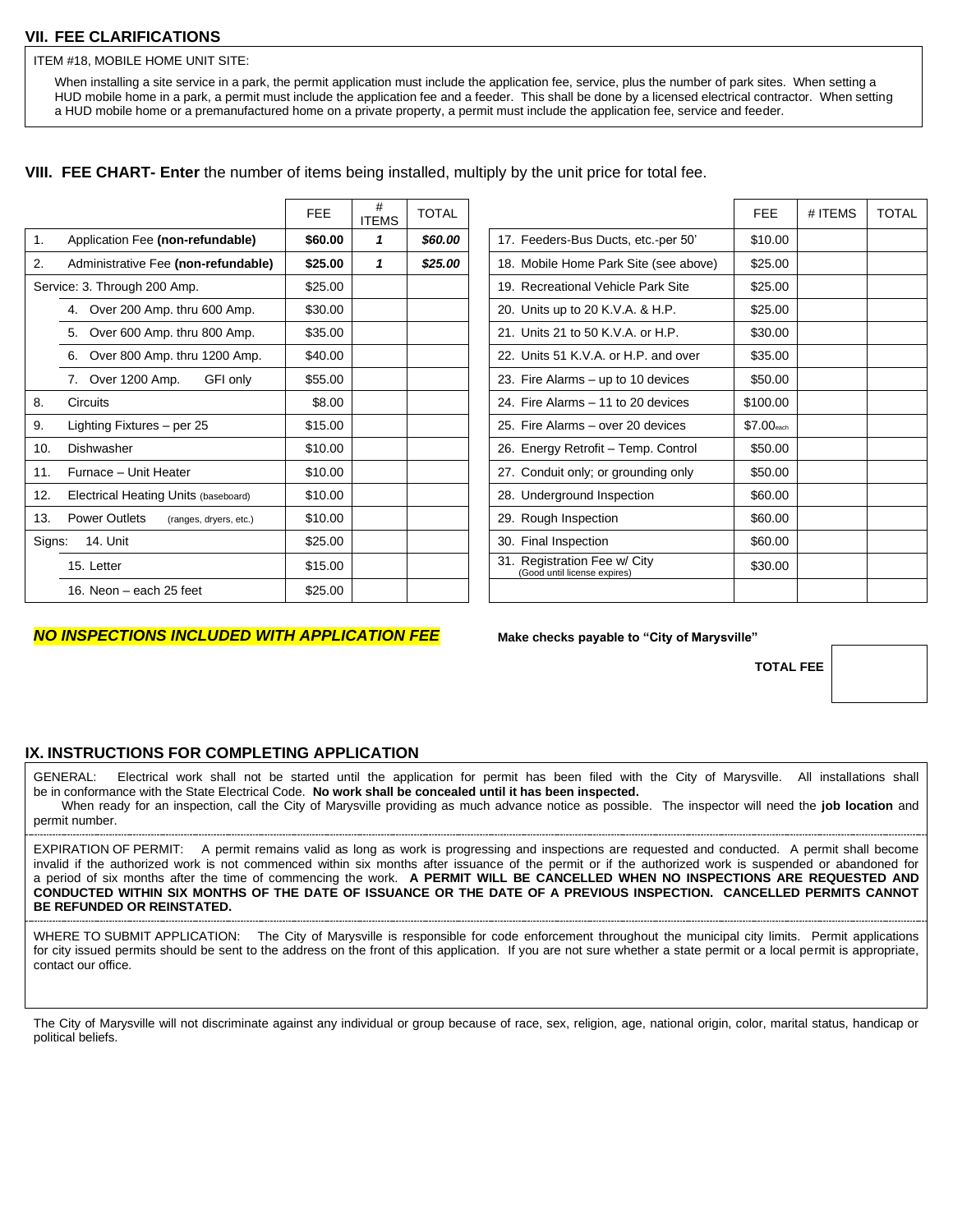## VII. FEE CLARIFICATIONS

ITEM #18, MOBILE HOME UNIT SITE:

When installing a site service in a park, the permit application must include the application fee, service, plus the number of park sites. When setting a HUD mobile home in a park, a permit must include the application fee and a feeder. This shall be done by a licensed electrical contractor. When setting a HUD mobile home or a premanufactured home on a private property, a permit must include the application fee, service and feeder.

## VIII. FEE CHART- Enter the number of items being installed, multiply by the unit price for total fee.

| | FEE | # ITEMS | TOTAL |
|---|---|---|---|
| 1. Application Fee **(non-refundable)** | **$60.00** | ***1*** | ***$60.00*** |
| 2. Administrative Fee **(non-refundable)** | **$25.00** | ***1*** | ***$25.00*** |
| Service: 3. Through 200 Amp. | $25.00 | | |
| 4. Over 200 Amp. thru 600 Amp. | $30.00 | | |
| 5. Over 600 Amp. thru 800 Amp. | $35.00 | | |
| 6. Over 800 Amp. thru 1200 Amp. | $40.00 | | |
| 7. Over 1200 Amp. GFI only | $55.00 | | |
| 8. Circuits | $8.00 | | |
| 9. Lighting Fixtures – per 25 | $15.00 | | |
| 10. Dishwasher | $10.00 | | |
| 11. Furnace – Unit Heater | $10.00 | | |
| 12. Electrical Heating Units (baseboard) | $10.00 | | |
| 13. Power Outlets (ranges, dryers, etc.) | $10.00 | | |
| Signs: 14. Unit | $25.00 | | |
| 15. Letter | $15.00 | | |
| 16. Neon – each 25 feet | $25.00 | | |

| | FEE | # ITEMS | TOTAL |
|---|---|---|---|
| 17. Feeders-Bus Ducts, etc.-per 50' | $10.00 | | |
| 18. Mobile Home Park Site (see above) | $25.00 | | |
| 19. Recreational Vehicle Park Site | $25.00 | | |
| 20. Units up to 20 K.V.A. & H.P. | $25.00 | | |
| 21. Units 21 to 50 K.V.A. or H.P. | $30.00 | | |
| 22. Units 51 K.V.A. or H.P. and over | $35.00 | | |
| 23. Fire Alarms – up to 10 devices | $50.00 | | |
| 24. Fire Alarms – 11 to 20 devices | $100.00 | | |
| 25. Fire Alarms – over 20 devices | $7.00 each | | |
| 26. Energy Retrofit – Temp. Control | $50.00 | | |
| 27. Conduit only; or grounding only | $50.00 | | |
| 28. Underground Inspection | $60.00 | | |
| 29. Rough Inspection | $60.00 | | |
| 30. Final Inspection | $60.00 | | |
| 31. Registration Fee w/ City (Good until license expires) | $30.00 | | |
| | | | |

***NO INSPECTIONS INCLUDED WITH APPLICATION FEE***

**Make checks payable to "City of Marysville"**

**TOTAL FEE** ______

## IX. INSTRUCTIONS FOR COMPLETING APPLICATION

GENERAL: Electrical work shall not be started until the application for permit has been filed with the City of Marysville. All installations shall be in conformance with the State Electrical Code. **No work shall be concealed until it has been inspected.**

When ready for an inspection, call the City of Marysville providing as much advance notice as possible. The inspector will need the **job location** and permit number.

EXPIRATION OF PERMIT: A permit remains valid as long as work is progressing and inspections are requested and conducted. A permit shall become invalid if the authorized work is not commenced within six months after issuance of the permit or if the authorized work is suspended or abandoned for a period of six months after the time of commencing the work. **A PERMIT WILL BE CANCELLED WHEN NO INSPECTIONS ARE REQUESTED AND CONDUCTED WITHIN SIX MONTHS OF THE DATE OF ISSUANCE OR THE DATE OF A PREVIOUS INSPECTION. CANCELLED PERMITS CANNOT BE REFUNDED OR REINSTATED.**

WHERE TO SUBMIT APPLICATION: The City of Marysville is responsible for code enforcement throughout the municipal city limits. Permit applications for city issued permits should be sent to the address on the front of this application. If you are not sure whether a state permit or a local permit is appropriate, contact our office.

The City of Marysville will not discriminate against any individual or group because of race, sex, religion, age, national origin, color, marital status, handicap or political beliefs.